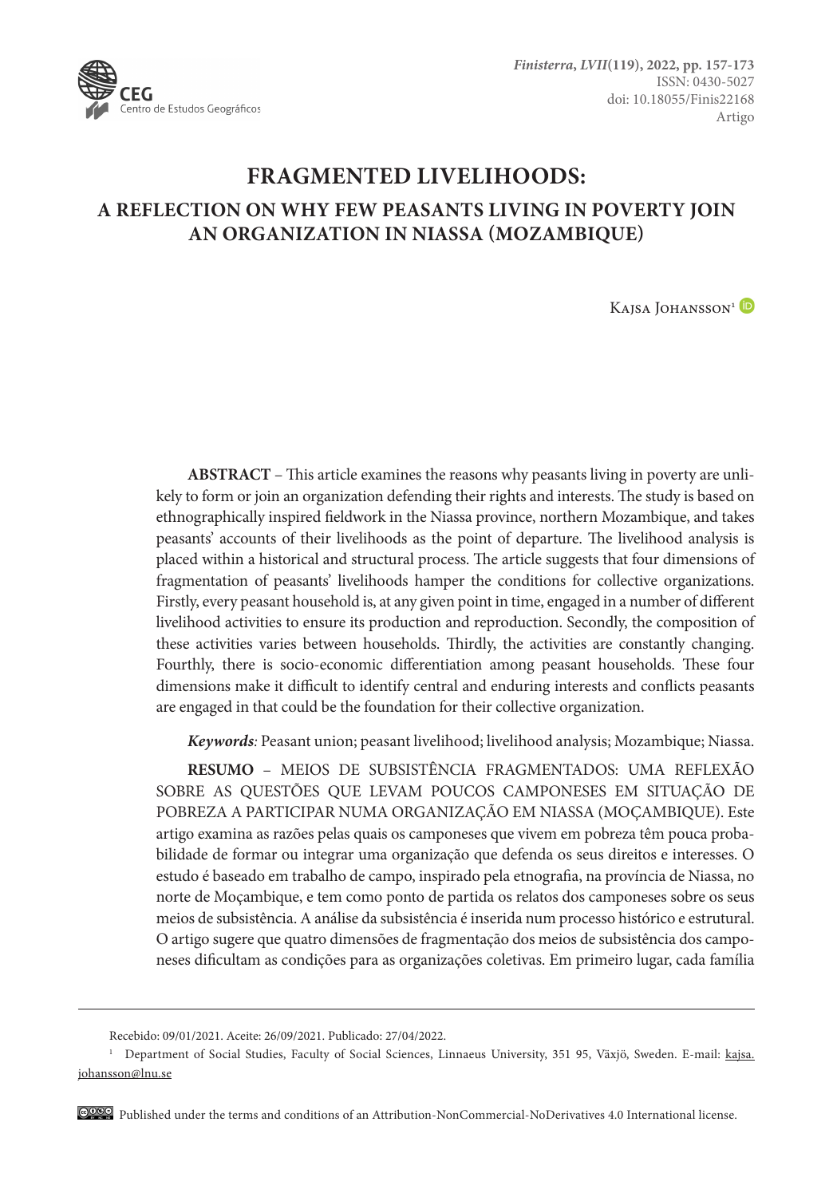# FRAGMENTED LIVELIHOODS:

## A REFLECTION ON WHY FEW PEASANTS LIVING IN POVERTY JOIN AN ORGANIZATION IN NIASSA (MOZAMBIQUE)

Kajsa Johansson[1]

**ABSTRACT** – This article examines the reasons why peasants living in poverty are unlikely to form or join an organization defending their rights and interests. The study is based on ethnographically inspired fieldwork in the Niassa province, northern Mozambique, and takes peasants' accounts of their livelihoods as the point of departure. The livelihood analysis is placed within a historical and structural process. The article suggests that four dimensions of fragmentation of peasants' livelihoods hamper the conditions for collective organizations. Firstly, every peasant household is, at any given point in time, engaged in a number of different livelihood activities to ensure its production and reproduction. Secondly, the composition of these activities varies between households. Thirdly, the activities are constantly changing. Fourthly, there is socio-economic differentiation among peasant households. These four dimensions make it difficult to identify central and enduring interests and conflicts peasants are engaged in that could be the foundation for their collective organization.

***Keywords**:* Peasant union; peasant livelihood; livelihood analysis; Mozambique; Niassa.

**RESUMO** – MEIOS DE SUBSISTÊNCIA FRAGMENTADOS: UMA REFLEXÃO SOBRE AS QUESTÕES QUE LEVAM POUCOS CAMPONESES EM SITUAÇÃO DE POBREZA A PARTICIPAR NUMA ORGANIZAÇÃO EM NIASSA (MOÇAMBIQUE). Este artigo examina as razões pelas quais os camponeses que vivem em pobreza têm pouca probabilidade de formar ou integrar uma organização que defenda os seus direitos e interesses. O estudo é baseado em trabalho de campo, inspirado pela etnografia, na província de Niassa, no norte de Moçambique, e tem como ponto de partida os relatos dos camponeses sobre os seus meios de subsistência. A análise da subsistência é inserida num processo histórico e estrutural. O artigo sugere que quatro dimensões de fragmentação dos meios de subsistência dos camponeses dificultam as condições para as organizações coletivas. Em primeiro lugar, cada família

---

Recebido: 09/01/2021. Aceite: 26/09/2021. Publicado: 27/04/2022.

[1] Department of Social Studies, Faculty of Social Sciences, Linnaeus University, 351 95, Växjö, Sweden. E-mail: kajsa.johansson@lnu.se

Published under the terms and conditions of an Attribution-NonCommercial-NoDerivatives 4.0 International license.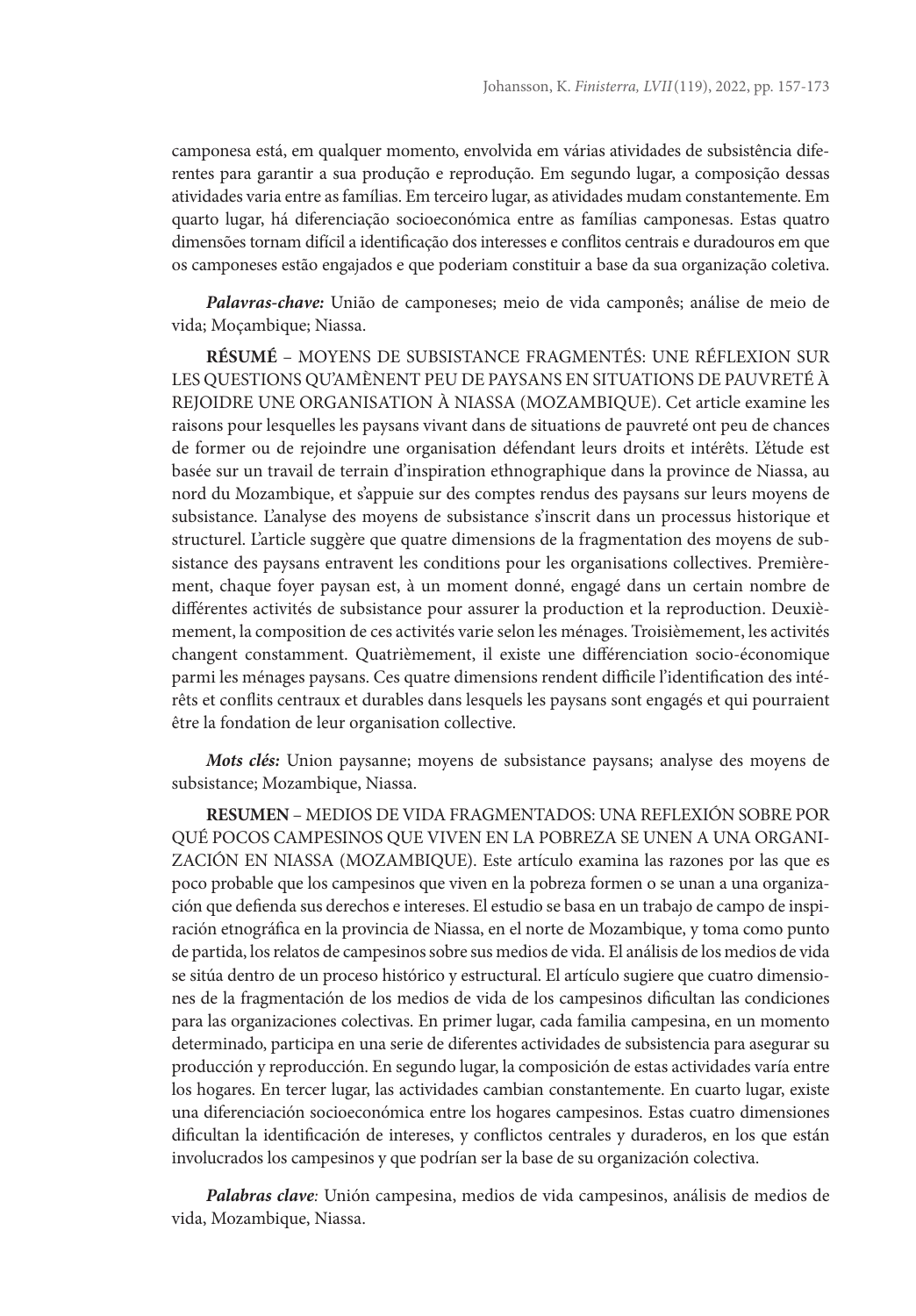camponesa está, em qualquer momento, envolvida em várias atividades de subsistência diferentes para garantir a sua produção e reprodução. Em segundo lugar, a composição dessas atividades varia entre as famílias. Em terceiro lugar, as atividades mudam constantemente. Em quarto lugar, há diferenciação socioeconómica entre as famílias camponesas. Estas quatro dimensões tornam difícil a identificação dos interesses e conflitos centrais e duradouros em que os camponeses estão engajados e que poderiam constituir a base da sua organização coletiva.

***Palavras-chave:*** União de camponeses; meio de vida camponês; análise de meio de vida; Moçambique; Niassa.

**RÉSUMÉ** – MOYENS DE SUBSISTANCE FRAGMENTÉS: UNE RÉFLEXION SUR LES QUESTIONS QU'AMÈNENT PEU DE PAYSANS EN SITUATIONS DE PAUVRETÉ À REJOIDRE UNE ORGANISATION À NIASSA (MOZAMBIQUE). Cet article examine les raisons pour lesquelles les paysans vivant dans de situations de pauvreté ont peu de chances de former ou de rejoindre une organisation défendant leurs droits et intérêts. L'étude est basée sur un travail de terrain d'inspiration ethnographique dans la province de Niassa, au nord du Mozambique, et s'appuie sur des comptes rendus des paysans sur leurs moyens de subsistance. L'analyse des moyens de subsistance s'inscrit dans un processus historique et structurel. L'article suggère que quatre dimensions de la fragmentation des moyens de subsistance des paysans entravent les conditions pour les organisations collectives. Premièrement, chaque foyer paysan est, à un moment donné, engagé dans un certain nombre de différentes activités de subsistance pour assurer la production et la reproduction. Deuxièmement, la composition de ces activités varie selon les ménages. Troisièmement, les activités changent constamment. Quatrièmement, il existe une différenciation socio-économique parmi les ménages paysans. Ces quatre dimensions rendent difficile l'identification des intérêts et conflits centraux et durables dans lesquels les paysans sont engagés et qui pourraient être la fondation de leur organisation collective.

***Mots clés:*** Union paysanne; moyens de subsistance paysans; analyse des moyens de subsistance; Mozambique, Niassa.

**RESUMEN** – MEDIOS DE VIDA FRAGMENTADOS: UNA REFLEXIÓN SOBRE POR QUÉ POCOS CAMPESINOS QUE VIVEN EN LA POBREZA SE UNEN A UNA ORGANIZACIÓN EN NIASSA (MOZAMBIQUE). Este artículo examina las razones por las que es poco probable que los campesinos que viven en la pobreza formen o se unan a una organización que defienda sus derechos e intereses. El estudio se basa en un trabajo de campo de inspiración etnográfica en la provincia de Niassa, en el norte de Mozambique, y toma como punto de partida, los relatos de campesinos sobre sus medios de vida. El análisis de los medios de vida se sitúa dentro de un proceso histórico y estructural. El artículo sugiere que cuatro dimensiones de la fragmentación de los medios de vida de los campesinos dificultan las condiciones para las organizaciones colectivas. En primer lugar, cada familia campesina, en un momento determinado, participa en una serie de diferentes actividades de subsistencia para asegurar su producción y reproducción. En segundo lugar, la composición de estas actividades varía entre los hogares. En tercer lugar, las actividades cambian constantemente. En cuarto lugar, existe una diferenciación socioeconómica entre los hogares campesinos. Estas cuatro dimensiones dificultan la identificación de intereses, y conflictos centrales y duraderos, en los que están involucrados los campesinos y que podrían ser la base de su organización colectiva.

***Palabras clave:*** Unión campesina, medios de vida campesinos, análisis de medios de vida, Mozambique, Niassa.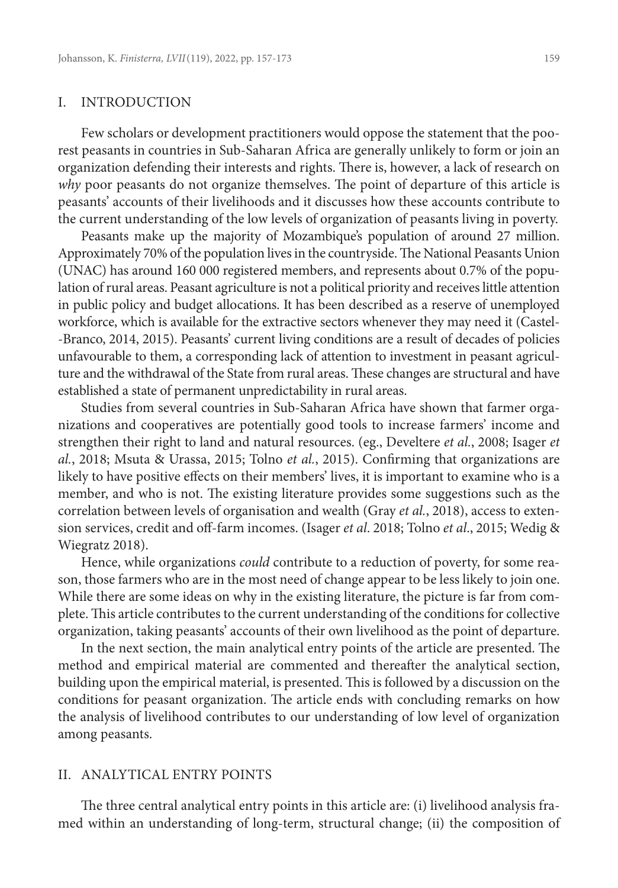## I. INTRODUCTION

Few scholars or development practitioners would oppose the statement that the poorest peasants in countries in Sub-Saharan Africa are generally unlikely to form or join an organization defending their interests and rights. There is, however, a lack of research on *why* poor peasants do not organize themselves. The point of departure of this article is peasants' accounts of their livelihoods and it discusses how these accounts contribute to the current understanding of the low levels of organization of peasants living in poverty.

Peasants make up the majority of Mozambique's population of around 27 million. Approximately 70% of the population lives in the countryside. The National Peasants Union (UNAC) has around 160 000 registered members, and represents about 0.7% of the population of rural areas. Peasant agriculture is not a political priority and receives little attention in public policy and budget allocations. It has been described as a reserve of unemployed workforce, which is available for the extractive sectors whenever they may need it (Castel-Branco, 2014, 2015). Peasants' current living conditions are a result of decades of policies unfavourable to them, a corresponding lack of attention to investment in peasant agriculture and the withdrawal of the State from rural areas. These changes are structural and have established a state of permanent unpredictability in rural areas.

Studies from several countries in Sub-Saharan Africa have shown that farmer organizations and cooperatives are potentially good tools to increase farmers' income and strengthen their right to land and natural resources. (eg., Develtere *et al.*, 2008; Isager *et al.*, 2018; Msuta & Urassa, 2015; Tolno *et al.*, 2015). Confirming that organizations are likely to have positive effects on their members' lives, it is important to examine who is a member, and who is not. The existing literature provides some suggestions such as the correlation between levels of organisation and wealth (Gray *et al.*, 2018), access to extension services, credit and off-farm incomes. (Isager *et al*. 2018; Tolno *et al*., 2015; Wedig & Wiegratz 2018).

Hence, while organizations *could* contribute to a reduction of poverty, for some reason, those farmers who are in the most need of change appear to be less likely to join one. While there are some ideas on why in the existing literature, the picture is far from complete. This article contributes to the current understanding of the conditions for collective organization, taking peasants' accounts of their own livelihood as the point of departure.

In the next section, the main analytical entry points of the article are presented. The method and empirical material are commented and thereafter the analytical section, building upon the empirical material, is presented. This is followed by a discussion on the conditions for peasant organization. The article ends with concluding remarks on how the analysis of livelihood contributes to our understanding of low level of organization among peasants.

## II. ANALYTICAL ENTRY POINTS

The three central analytical entry points in this article are: (i) livelihood analysis framed within an understanding of long-term, structural change; (ii) the composition of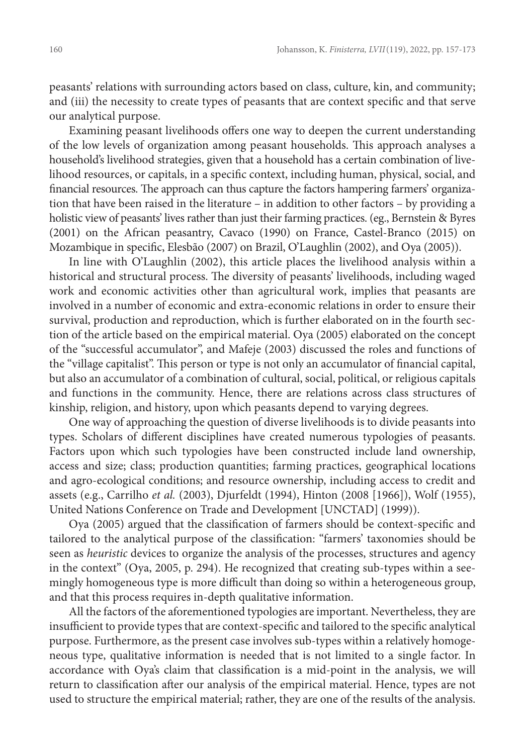peasants' relations with surrounding actors based on class, culture, kin, and community; and (iii) the necessity to create types of peasants that are context specific and that serve our analytical purpose.

Examining peasant livelihoods offers one way to deepen the current understanding of the low levels of organization among peasant households. This approach analyses a household's livelihood strategies, given that a household has a certain combination of livelihood resources, or capitals, in a specific context, including human, physical, social, and financial resources. The approach can thus capture the factors hampering farmers' organization that have been raised in the literature – in addition to other factors – by providing a holistic view of peasants' lives rather than just their farming practices. (eg., Bernstein & Byres (2001) on the African peasantry, Cavaco (1990) on France, Castel-Branco (2015) on Mozambique in specific, Elesbão (2007) on Brazil, O'Laughlin (2002), and Oya (2005)).

In line with O'Laughlin (2002), this article places the livelihood analysis within a historical and structural process. The diversity of peasants' livelihoods, including waged work and economic activities other than agricultural work, implies that peasants are involved in a number of economic and extra-economic relations in order to ensure their survival, production and reproduction, which is further elaborated on in the fourth section of the article based on the empirical material. Oya (2005) elaborated on the concept of the "successful accumulator", and Mafeje (2003) discussed the roles and functions of the "village capitalist". This person or type is not only an accumulator of financial capital, but also an accumulator of a combination of cultural, social, political, or religious capitals and functions in the community. Hence, there are relations across class structures of kinship, religion, and history, upon which peasants depend to varying degrees.

One way of approaching the question of diverse livelihoods is to divide peasants into types. Scholars of different disciplines have created numerous typologies of peasants. Factors upon which such typologies have been constructed include land ownership, access and size; class; production quantities; farming practices, geographical locations and agro-ecological conditions; and resource ownership, including access to credit and assets (e.g., Carrilho *et al.* (2003), Djurfeldt (1994), Hinton (2008 [1966]), Wolf (1955), United Nations Conference on Trade and Development [UNCTAD] (1999)).

Oya (2005) argued that the classification of farmers should be context-specific and tailored to the analytical purpose of the classification: "farmers' taxonomies should be seen as *heuristic* devices to organize the analysis of the processes, structures and agency in the context" (Oya, 2005, p. 294). He recognized that creating sub-types within a seemingly homogeneous type is more difficult than doing so within a heterogeneous group, and that this process requires in-depth qualitative information.

All the factors of the aforementioned typologies are important. Nevertheless, they are insufficient to provide types that are context-specific and tailored to the specific analytical purpose. Furthermore, as the present case involves sub-types within a relatively homogeneous type, qualitative information is needed that is not limited to a single factor. In accordance with Oya's claim that classification is a mid-point in the analysis, we will return to classification after our analysis of the empirical material. Hence, types are not used to structure the empirical material; rather, they are one of the results of the analysis.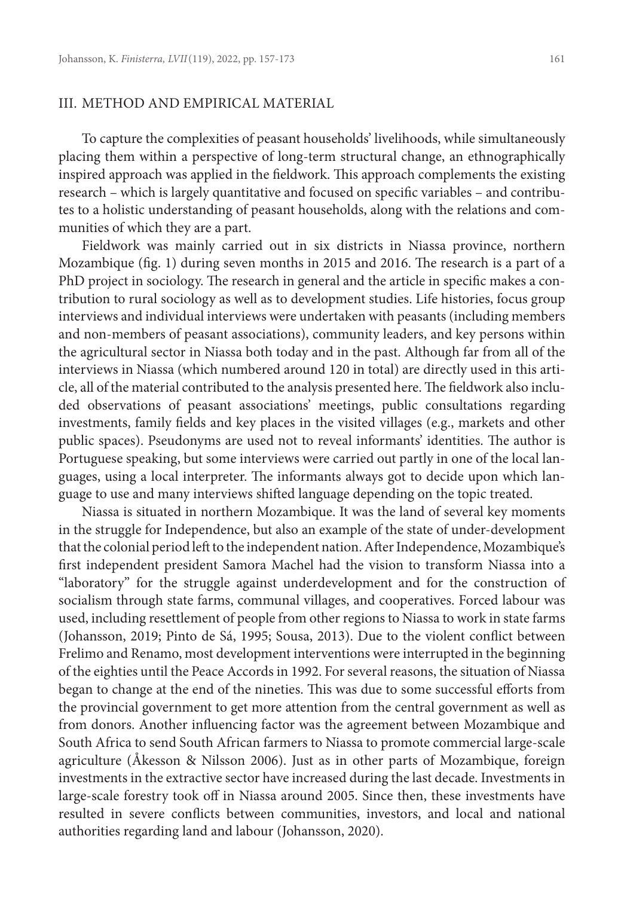## III. METHOD AND EMPIRICAL MATERIAL

To capture the complexities of peasant households' livelihoods, while simultaneously placing them within a perspective of long-term structural change, an ethnographically inspired approach was applied in the fieldwork. This approach complements the existing research – which is largely quantitative and focused on specific variables – and contributes to a holistic understanding of peasant households, along with the relations and communities of which they are a part.

Fieldwork was mainly carried out in six districts in Niassa province, northern Mozambique (fig. 1) during seven months in 2015 and 2016. The research is a part of a PhD project in sociology. The research in general and the article in specific makes a contribution to rural sociology as well as to development studies. Life histories, focus group interviews and individual interviews were undertaken with peasants (including members and non-members of peasant associations), community leaders, and key persons within the agricultural sector in Niassa both today and in the past. Although far from all of the interviews in Niassa (which numbered around 120 in total) are directly used in this article, all of the material contributed to the analysis presented here. The fieldwork also included observations of peasant associations' meetings, public consultations regarding investments, family fields and key places in the visited villages (e.g., markets and other public spaces). Pseudonyms are used not to reveal informants' identities. The author is Portuguese speaking, but some interviews were carried out partly in one of the local languages, using a local interpreter. The informants always got to decide upon which language to use and many interviews shifted language depending on the topic treated.

Niassa is situated in northern Mozambique. It was the land of several key moments in the struggle for Independence, but also an example of the state of under-development that the colonial period left to the independent nation. After Independence, Mozambique's first independent president Samora Machel had the vision to transform Niassa into a "laboratory" for the struggle against underdevelopment and for the construction of socialism through state farms, communal villages, and cooperatives. Forced labour was used, including resettlement of people from other regions to Niassa to work in state farms (Johansson, 2019; Pinto de Sá, 1995; Sousa, 2013). Due to the violent conflict between Frelimo and Renamo, most development interventions were interrupted in the beginning of the eighties until the Peace Accords in 1992. For several reasons, the situation of Niassa began to change at the end of the nineties. This was due to some successful efforts from the provincial government to get more attention from the central government as well as from donors. Another influencing factor was the agreement between Mozambique and South Africa to send South African farmers to Niassa to promote commercial large-scale agriculture (Åkesson & Nilsson 2006). Just as in other parts of Mozambique, foreign investments in the extractive sector have increased during the last decade. Investments in large-scale forestry took off in Niassa around 2005. Since then, these investments have resulted in severe conflicts between communities, investors, and local and national authorities regarding land and labour (Johansson, 2020).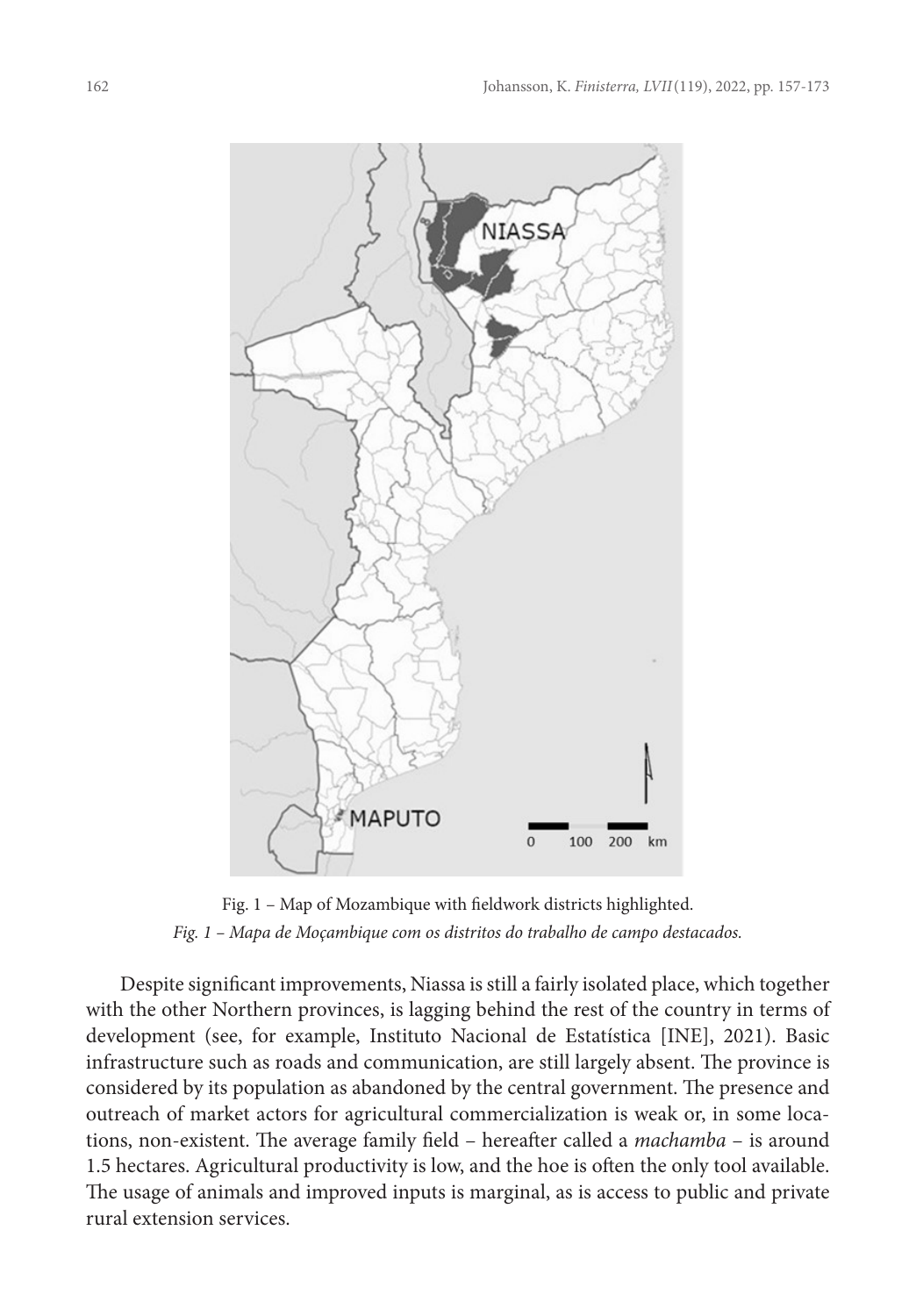Fig. 1 – Map of Mozambique with fieldwork districts highlighted.
*Fig. 1 – Mapa de Moçambique com os distritos do trabalho de campo destacados.*

Despite significant improvements, Niassa is still a fairly isolated place, which together with the other Northern provinces, is lagging behind the rest of the country in terms of development (see, for example, Instituto Nacional de Estatística [INE], 2021). Basic infrastructure such as roads and communication, are still largely absent. The province is considered by its population as abandoned by the central government. The presence and outreach of market actors for agricultural commercialization is weak or, in some locations, non-existent. The average family field – hereafter called a *machamba* – is around 1.5 hectares. Agricultural productivity is low, and the hoe is often the only tool available. The usage of animals and improved inputs is marginal, as is access to public and private rural extension services.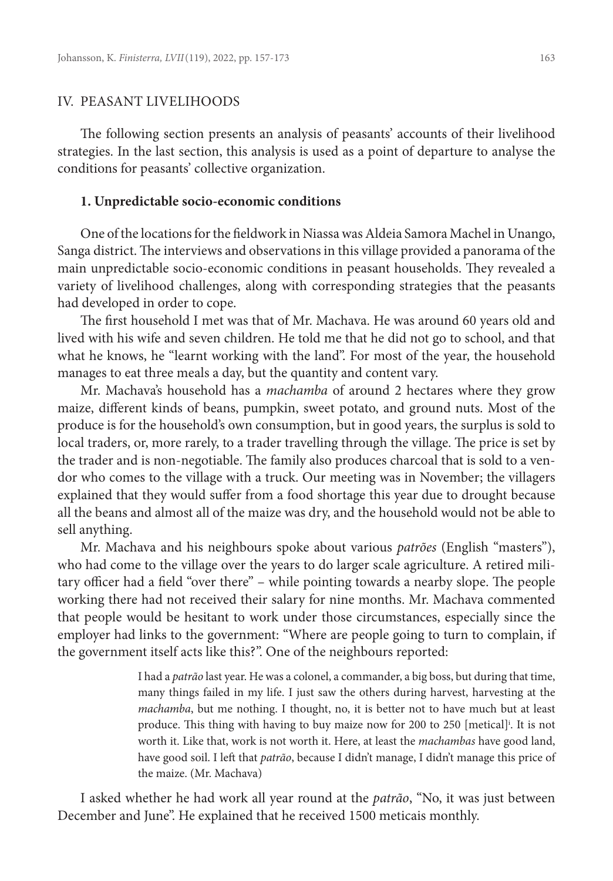## IV. PEASANT LIVELIHOODS

The following section presents an analysis of peasants' accounts of their livelihood strategies. In the last section, this analysis is used as a point of departure to analyse the conditions for peasants' collective organization.

### 1. Unpredictable socio-economic conditions

One of the locations for the fieldwork in Niassa was Aldeia Samora Machel in Unango, Sanga district. The interviews and observations in this village provided a panorama of the main unpredictable socio-economic conditions in peasant households. They revealed a variety of livelihood challenges, along with corresponding strategies that the peasants had developed in order to cope.

The first household I met was that of Mr. Machava. He was around 60 years old and lived with his wife and seven children. He told me that he did not go to school, and that what he knows, he "learnt working with the land". For most of the year, the household manages to eat three meals a day, but the quantity and content vary.

Mr. Machava's household has a *machamba* of around 2 hectares where they grow maize, different kinds of beans, pumpkin, sweet potato, and ground nuts. Most of the produce is for the household's own consumption, but in good years, the surplus is sold to local traders, or, more rarely, to a trader travelling through the village. The price is set by the trader and is non-negotiable. The family also produces charcoal that is sold to a vendor who comes to the village with a truck. Our meeting was in November; the villagers explained that they would suffer from a food shortage this year due to drought because all the beans and almost all of the maize was dry, and the household would not be able to sell anything.

Mr. Machava and his neighbours spoke about various *patrões* (English "masters"), who had come to the village over the years to do larger scale agriculture. A retired military officer had a field "over there" – while pointing towards a nearby slope. The people working there had not received their salary for nine months. Mr. Machava commented that people would be hesitant to work under those circumstances, especially since the employer had links to the government: "Where are people going to turn to complain, if the government itself acts like this?". One of the neighbours reported:

> I had a *patrão* last year. He was a colonel, a commander, a big boss, but during that time, many things failed in my life. I just saw the others during harvest, harvesting at the *machamba*, but me nothing. I thought, no, it is better not to have much but at least produce. This thing with having to buy maize now for 200 to 250 [metical][i]. It is not worth it. Like that, work is not worth it. Here, at least the *machambas* have good land, have good soil. I left that *patrão*, because I didn't manage, I didn't manage this price of the maize. (Mr. Machava)

I asked whether he had work all year round at the *patrão*, "No, it was just between December and June". He explained that he received 1500 meticais monthly.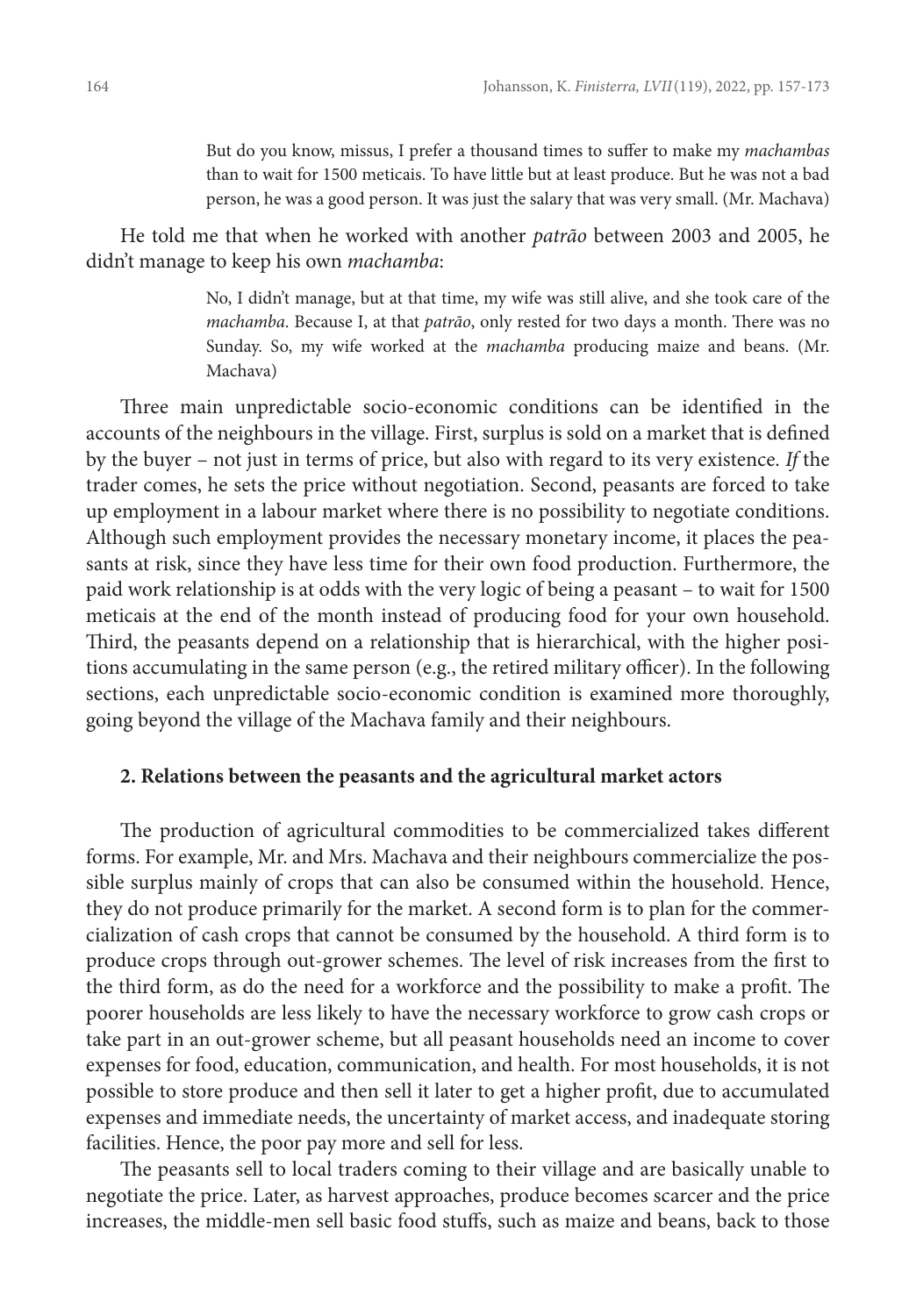> But do you know, missus, I prefer a thousand times to suffer to make my *machambas* than to wait for 1500 meticais. To have little but at least produce. But he was not a bad person, he was a good person. It was just the salary that was very small. (Mr. Machava)

He told me that when he worked with another *patrão* between 2003 and 2005, he didn't manage to keep his own *machamba*:

> No, I didn't manage, but at that time, my wife was still alive, and she took care of the *machamba*. Because I, at that *patrão*, only rested for two days a month. There was no Sunday. So, my wife worked at the *machamba* producing maize and beans. (Mr. Machava)

Three main unpredictable socio-economic conditions can be identified in the accounts of the neighbours in the village. First, surplus is sold on a market that is defined by the buyer – not just in terms of price, but also with regard to its very existence. *If* the trader comes, he sets the price without negotiation. Second, peasants are forced to take up employment in a labour market where there is no possibility to negotiate conditions. Although such employment provides the necessary monetary income, it places the peasants at risk, since they have less time for their own food production. Furthermore, the paid work relationship is at odds with the very logic of being a peasant – to wait for 1500 meticais at the end of the month instead of producing food for your own household. Third, the peasants depend on a relationship that is hierarchical, with the higher positions accumulating in the same person (e.g., the retired military officer). In the following sections, each unpredictable socio-economic condition is examined more thoroughly, going beyond the village of the Machava family and their neighbours.

## 2. Relations between the peasants and the agricultural market actors

The production of agricultural commodities to be commercialized takes different forms. For example, Mr. and Mrs. Machava and their neighbours commercialize the possible surplus mainly of crops that can also be consumed within the household. Hence, they do not produce primarily for the market. A second form is to plan for the commercialization of cash crops that cannot be consumed by the household. A third form is to produce crops through out-grower schemes. The level of risk increases from the first to the third form, as do the need for a workforce and the possibility to make a profit. The poorer households are less likely to have the necessary workforce to grow cash crops or take part in an out-grower scheme, but all peasant households need an income to cover expenses for food, education, communication, and health. For most households, it is not possible to store produce and then sell it later to get a higher profit, due to accumulated expenses and immediate needs, the uncertainty of market access, and inadequate storing facilities. Hence, the poor pay more and sell for less.

The peasants sell to local traders coming to their village and are basically unable to negotiate the price. Later, as harvest approaches, produce becomes scarcer and the price increases, the middle-men sell basic food stuffs, such as maize and beans, back to those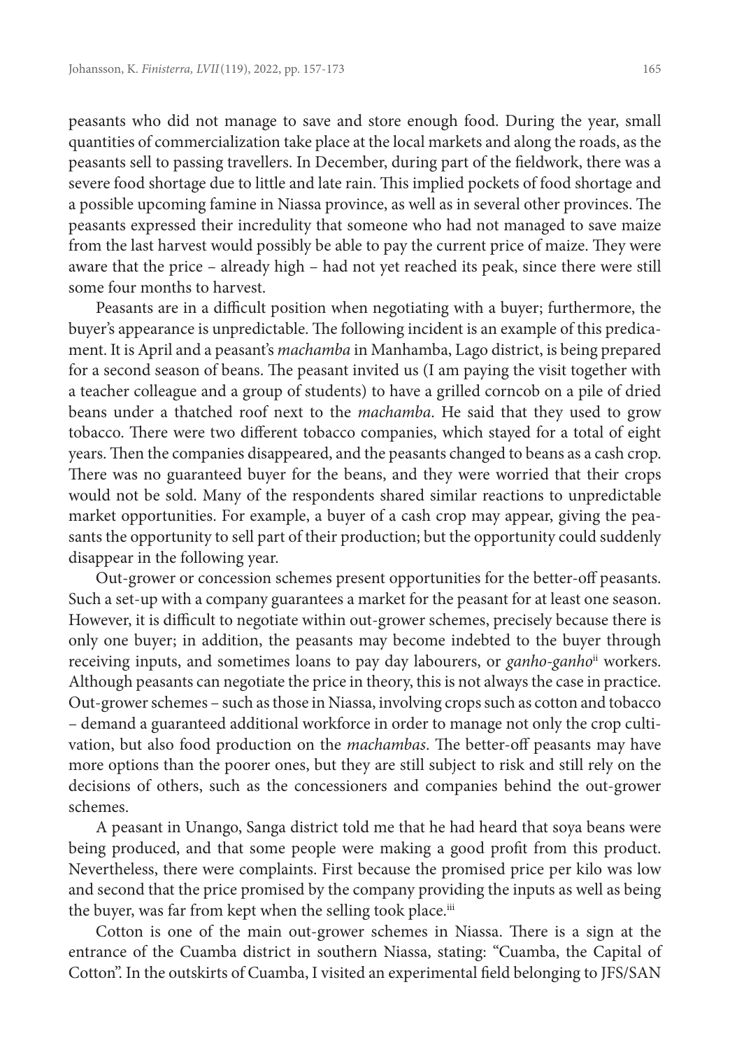peasants who did not manage to save and store enough food. During the year, small quantities of commercialization take place at the local markets and along the roads, as the peasants sell to passing travellers. In December, during part of the fieldwork, there was a severe food shortage due to little and late rain. This implied pockets of food shortage and a possible upcoming famine in Niassa province, as well as in several other provinces. The peasants expressed their incredulity that someone who had not managed to save maize from the last harvest would possibly be able to pay the current price of maize. They were aware that the price – already high – had not yet reached its peak, since there were still some four months to harvest.

Peasants are in a difficult position when negotiating with a buyer; furthermore, the buyer's appearance is unpredictable. The following incident is an example of this predicament. It is April and a peasant's *machamba* in Manhamba, Lago district, is being prepared for a second season of beans. The peasant invited us (I am paying the visit together with a teacher colleague and a group of students) to have a grilled corncob on a pile of dried beans under a thatched roof next to the *machamba*. He said that they used to grow tobacco. There were two different tobacco companies, which stayed for a total of eight years. Then the companies disappeared, and the peasants changed to beans as a cash crop. There was no guaranteed buyer for the beans, and they were worried that their crops would not be sold. Many of the respondents shared similar reactions to unpredictable market opportunities. For example, a buyer of a cash crop may appear, giving the peasants the opportunity to sell part of their production; but the opportunity could suddenly disappear in the following year.

Out-grower or concession schemes present opportunities for the better-off peasants. Such a set-up with a company guarantees a market for the peasant for at least one season. However, it is difficult to negotiate within out-grower schemes, precisely because there is only one buyer; in addition, the peasants may become indebted to the buyer through receiving inputs, and sometimes loans to pay day labourers, or *ganho-ganho*[ii] workers. Although peasants can negotiate the price in theory, this is not always the case in practice. Out-grower schemes – such as those in Niassa, involving crops such as cotton and tobacco – demand a guaranteed additional workforce in order to manage not only the crop cultivation, but also food production on the *machambas*. The better-off peasants may have more options than the poorer ones, but they are still subject to risk and still rely on the decisions of others, such as the concessioners and companies behind the out-grower schemes.

A peasant in Unango, Sanga district told me that he had heard that soya beans were being produced, and that some people were making a good profit from this product. Nevertheless, there were complaints. First because the promised price per kilo was low and second that the price promised by the company providing the inputs as well as being the buyer, was far from kept when the selling took place.[iii]

Cotton is one of the main out-grower schemes in Niassa. There is a sign at the entrance of the Cuamba district in southern Niassa, stating: "Cuamba, the Capital of Cotton". In the outskirts of Cuamba, I visited an experimental field belonging to JFS/SAN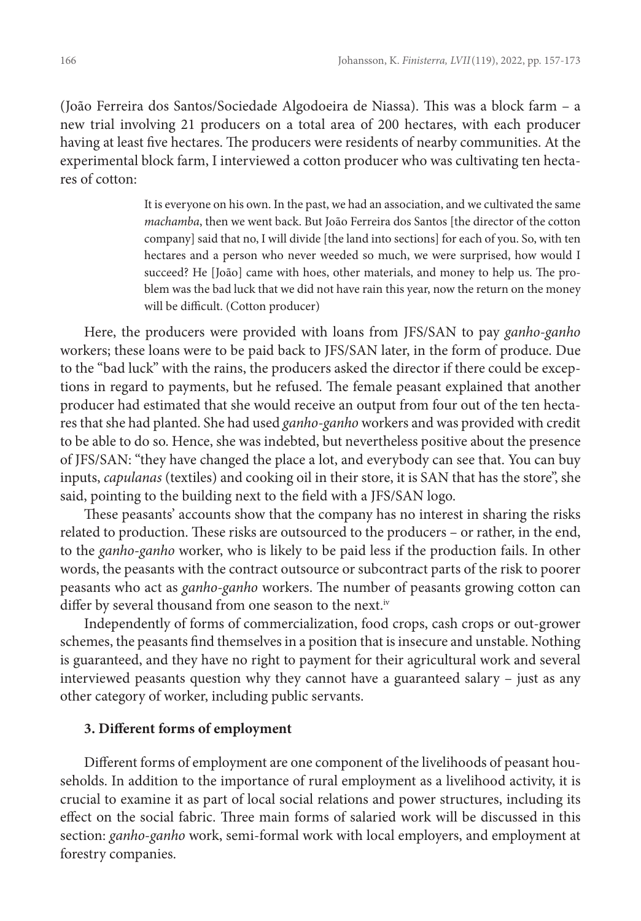(João Ferreira dos Santos/Sociedade Algodoeira de Niassa). This was a block farm – a new trial involving 21 producers on a total area of 200 hectares, with each producer having at least five hectares. The producers were residents of nearby communities. At the experimental block farm, I interviewed a cotton producer who was cultivating ten hectares of cotton:

> It is everyone on his own. In the past, we had an association, and we cultivated the same *machamba*, then we went back. But João Ferreira dos Santos [the director of the cotton company] said that no, I will divide [the land into sections] for each of you. So, with ten hectares and a person who never weeded so much, we were surprised, how would I succeed? He [João] came with hoes, other materials, and money to help us. The problem was the bad luck that we did not have rain this year, now the return on the money will be difficult. (Cotton producer)

Here, the producers were provided with loans from JFS/SAN to pay *ganho-ganho* workers; these loans were to be paid back to JFS/SAN later, in the form of produce. Due to the "bad luck" with the rains, the producers asked the director if there could be exceptions in regard to payments, but he refused. The female peasant explained that another producer had estimated that she would receive an output from four out of the ten hectares that she had planted. She had used *ganho-ganho* workers and was provided with credit to be able to do so. Hence, she was indebted, but nevertheless positive about the presence of JFS/SAN: "they have changed the place a lot, and everybody can see that. You can buy inputs, *capulanas* (textiles) and cooking oil in their store, it is SAN that has the store", she said, pointing to the building next to the field with a JFS/SAN logo.

These peasants' accounts show that the company has no interest in sharing the risks related to production. These risks are outsourced to the producers – or rather, in the end, to the *ganho-ganho* worker, who is likely to be paid less if the production fails. In other words, the peasants with the contract outsource or subcontract parts of the risk to poorer peasants who act as *ganho-ganho* workers. The number of peasants growing cotton can differ by several thousand from one season to the next.[iv]

Independently of forms of commercialization, food crops, cash crops or out-grower schemes, the peasants find themselves in a position that is insecure and unstable. Nothing is guaranteed, and they have no right to payment for their agricultural work and several interviewed peasants question why they cannot have a guaranteed salary – just as any other category of worker, including public servants.

### 3. Different forms of employment

Different forms of employment are one component of the livelihoods of peasant households. In addition to the importance of rural employment as a livelihood activity, it is crucial to examine it as part of local social relations and power structures, including its effect on the social fabric. Three main forms of salaried work will be discussed in this section: *ganho-ganho* work, semi-formal work with local employers, and employment at forestry companies.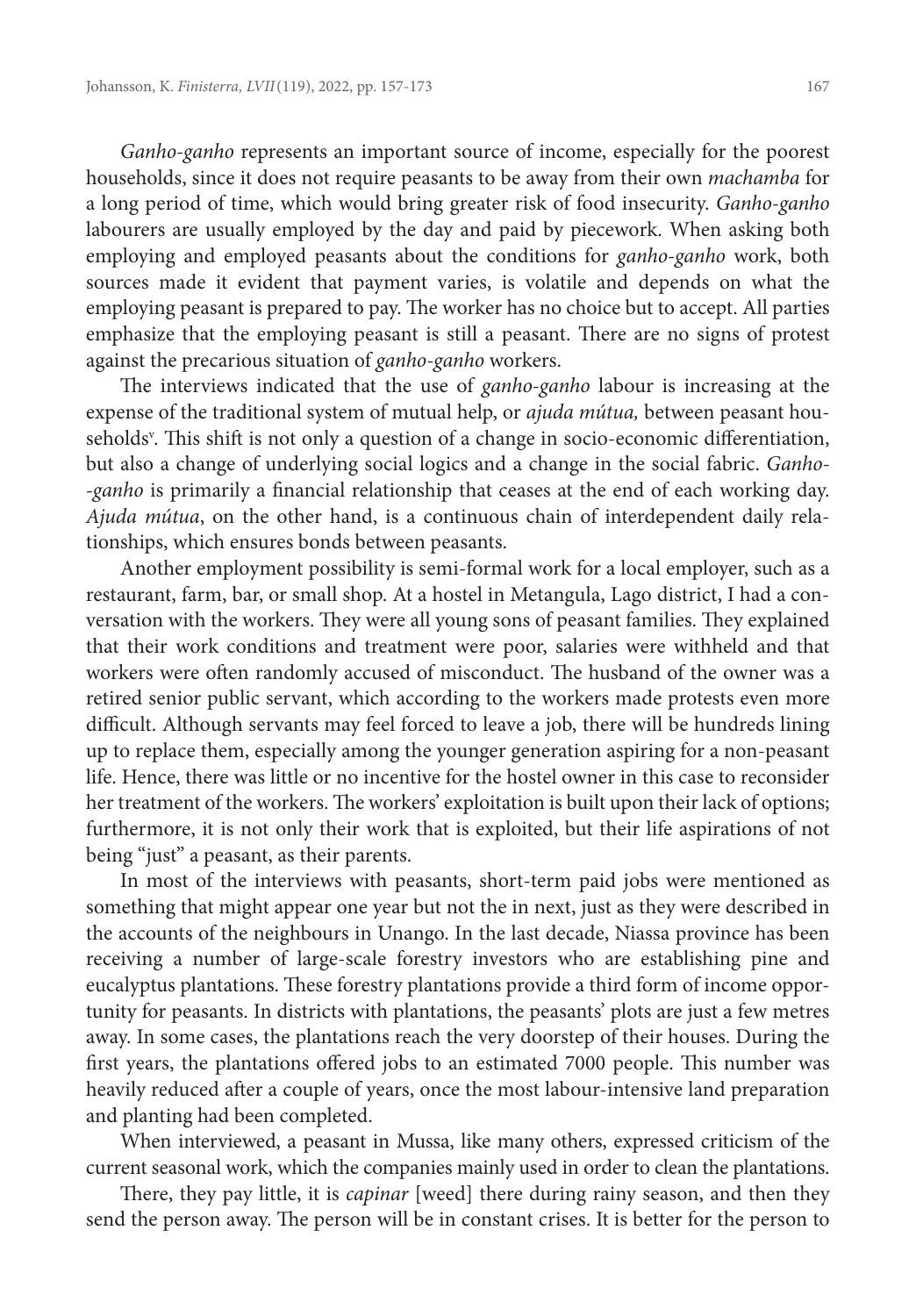*Ganho-ganho* represents an important source of income, especially for the poorest households, since it does not require peasants to be away from their own *machamba* for a long period of time, which would bring greater risk of food insecurity. *Ganho-ganho* labourers are usually employed by the day and paid by piecework. When asking both employing and employed peasants about the conditions for *ganho-ganho* work, both sources made it evident that payment varies, is volatile and depends on what the employing peasant is prepared to pay. The worker has no choice but to accept. All parties emphasize that the employing peasant is still a peasant. There are no signs of protest against the precarious situation of *ganho-ganho* workers.

The interviews indicated that the use of *ganho-ganho* labour is increasing at the expense of the traditional system of mutual help, or *ajuda mútua,* between peasant households[v]. This shift is not only a question of a change in socio-economic differentiation, but also a change of underlying social logics and a change in the social fabric. *Ganho-ganho* is primarily a financial relationship that ceases at the end of each working day. *Ajuda mútua*, on the other hand, is a continuous chain of interdependent daily relationships, which ensures bonds between peasants.

Another employment possibility is semi-formal work for a local employer, such as a restaurant, farm, bar, or small shop. At a hostel in Metangula, Lago district, I had a conversation with the workers. They were all young sons of peasant families. They explained that their work conditions and treatment were poor, salaries were withheld and that workers were often randomly accused of misconduct. The husband of the owner was a retired senior public servant, which according to the workers made protests even more difficult. Although servants may feel forced to leave a job, there will be hundreds lining up to replace them, especially among the younger generation aspiring for a non-peasant life. Hence, there was little or no incentive for the hostel owner in this case to reconsider her treatment of the workers. The workers' exploitation is built upon their lack of options; furthermore, it is not only their work that is exploited, but their life aspirations of not being "just" a peasant, as their parents.

In most of the interviews with peasants, short-term paid jobs were mentioned as something that might appear one year but not the in next, just as they were described in the accounts of the neighbours in Unango. In the last decade, Niassa province has been receiving a number of large-scale forestry investors who are establishing pine and eucalyptus plantations. These forestry plantations provide a third form of income opportunity for peasants. In districts with plantations, the peasants' plots are just a few metres away. In some cases, the plantations reach the very doorstep of their houses. During the first years, the plantations offered jobs to an estimated 7000 people. This number was heavily reduced after a couple of years, once the most labour-intensive land preparation and planting had been completed.

When interviewed, a peasant in Mussa, like many others, expressed criticism of the current seasonal work, which the companies mainly used in order to clean the plantations.

There, they pay little, it is *capinar* [weed] there during rainy season, and then they send the person away. The person will be in constant crises. It is better for the person to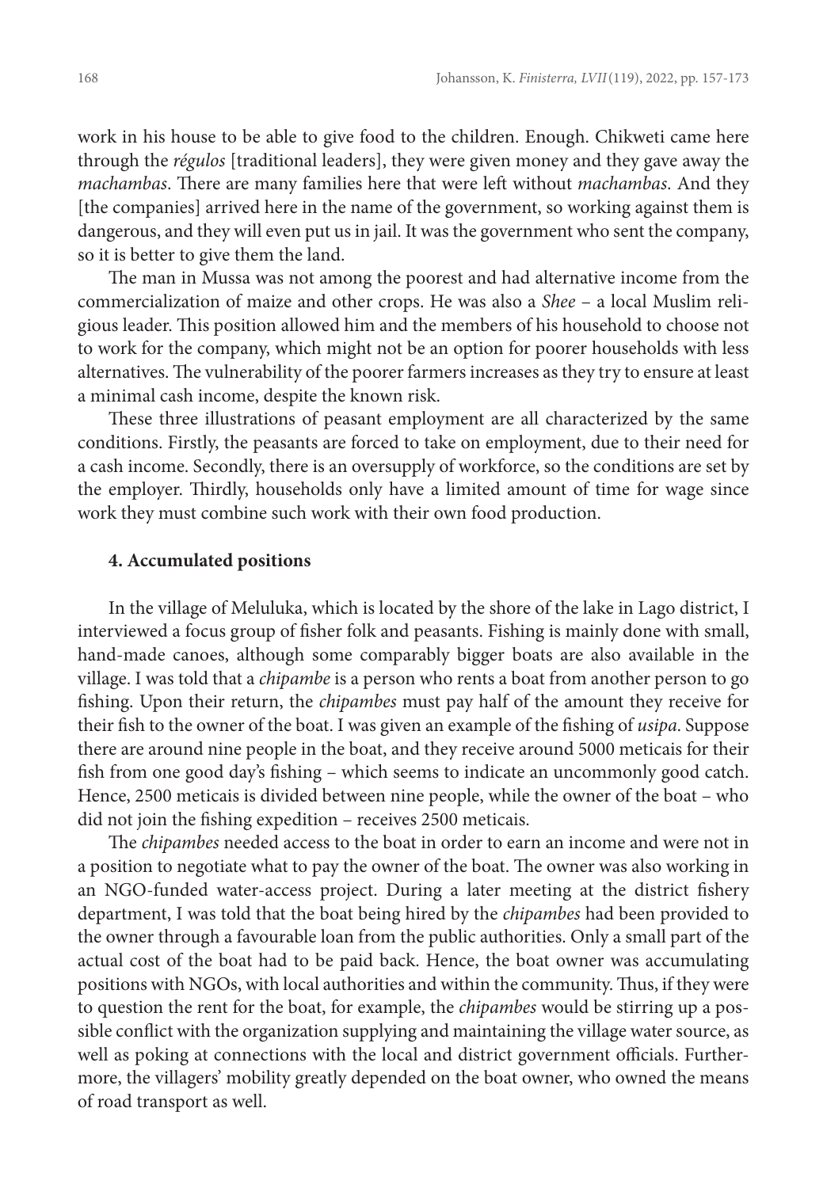work in his house to be able to give food to the children. Enough. Chikweti came here through the *régulos* [traditional leaders], they were given money and they gave away the *machambas*. There are many families here that were left without *machambas*. And they [the companies] arrived here in the name of the government, so working against them is dangerous, and they will even put us in jail. It was the government who sent the company, so it is better to give them the land.

The man in Mussa was not among the poorest and had alternative income from the commercialization of maize and other crops. He was also a *Shee* – a local Muslim religious leader. This position allowed him and the members of his household to choose not to work for the company, which might not be an option for poorer households with less alternatives. The vulnerability of the poorer farmers increases as they try to ensure at least a minimal cash income, despite the known risk.

These three illustrations of peasant employment are all characterized by the same conditions. Firstly, the peasants are forced to take on employment, due to their need for a cash income. Secondly, there is an oversupply of workforce, so the conditions are set by the employer. Thirdly, households only have a limited amount of time for wage since work they must combine such work with their own food production.

#### 4. Accumulated positions

In the village of Meluluka, which is located by the shore of the lake in Lago district, I interviewed a focus group of fisher folk and peasants. Fishing is mainly done with small, hand-made canoes, although some comparably bigger boats are also available in the village. I was told that a *chipambe* is a person who rents a boat from another person to go fishing. Upon their return, the *chipambes* must pay half of the amount they receive for their fish to the owner of the boat. I was given an example of the fishing of *usipa*. Suppose there are around nine people in the boat, and they receive around 5000 meticais for their fish from one good day's fishing – which seems to indicate an uncommonly good catch. Hence, 2500 meticais is divided between nine people, while the owner of the boat – who did not join the fishing expedition – receives 2500 meticais.

The *chipambes* needed access to the boat in order to earn an income and were not in a position to negotiate what to pay the owner of the boat. The owner was also working in an NGO-funded water-access project. During a later meeting at the district fishery department, I was told that the boat being hired by the *chipambes* had been provided to the owner through a favourable loan from the public authorities. Only a small part of the actual cost of the boat had to be paid back. Hence, the boat owner was accumulating positions with NGOs, with local authorities and within the community. Thus, if they were to question the rent for the boat, for example, the *chipambes* would be stirring up a possible conflict with the organization supplying and maintaining the village water source, as well as poking at connections with the local and district government officials. Furthermore, the villagers' mobility greatly depended on the boat owner, who owned the means of road transport as well.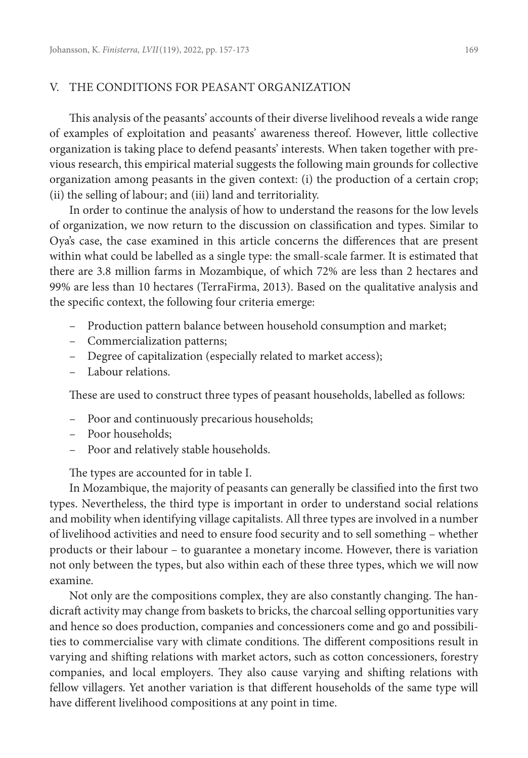## V. THE CONDITIONS FOR PEASANT ORGANIZATION

This analysis of the peasants' accounts of their diverse livelihood reveals a wide range of examples of exploitation and peasants' awareness thereof. However, little collective organization is taking place to defend peasants' interests. When taken together with previous research, this empirical material suggests the following main grounds for collective organization among peasants in the given context: (i) the production of a certain crop; (ii) the selling of labour; and (iii) land and territoriality.

In order to continue the analysis of how to understand the reasons for the low levels of organization, we now return to the discussion on classification and types. Similar to Oya's case, the case examined in this article concerns the differences that are present within what could be labelled as a single type: the small-scale farmer. It is estimated that there are 3.8 million farms in Mozambique, of which 72% are less than 2 hectares and 99% are less than 10 hectares (TerraFirma, 2013). Based on the qualitative analysis and the specific context, the following four criteria emerge:

- Production pattern balance between household consumption and market;
- Commercialization patterns;
- Degree of capitalization (especially related to market access);
- Labour relations.

These are used to construct three types of peasant households, labelled as follows:

- Poor and continuously precarious households;
- Poor households;
- Poor and relatively stable households.

The types are accounted for in table I.

In Mozambique, the majority of peasants can generally be classified into the first two types. Nevertheless, the third type is important in order to understand social relations and mobility when identifying village capitalists. All three types are involved in a number of livelihood activities and need to ensure food security and to sell something – whether products or their labour – to guarantee a monetary income. However, there is variation not only between the types, but also within each of these three types, which we will now examine.

Not only are the compositions complex, they are also constantly changing. The handicraft activity may change from baskets to bricks, the charcoal selling opportunities vary and hence so does production, companies and concessioners come and go and possibilities to commercialise vary with climate conditions. The different compositions result in varying and shifting relations with market actors, such as cotton concessioners, forestry companies, and local employers. They also cause varying and shifting relations with fellow villagers. Yet another variation is that different households of the same type will have different livelihood compositions at any point in time.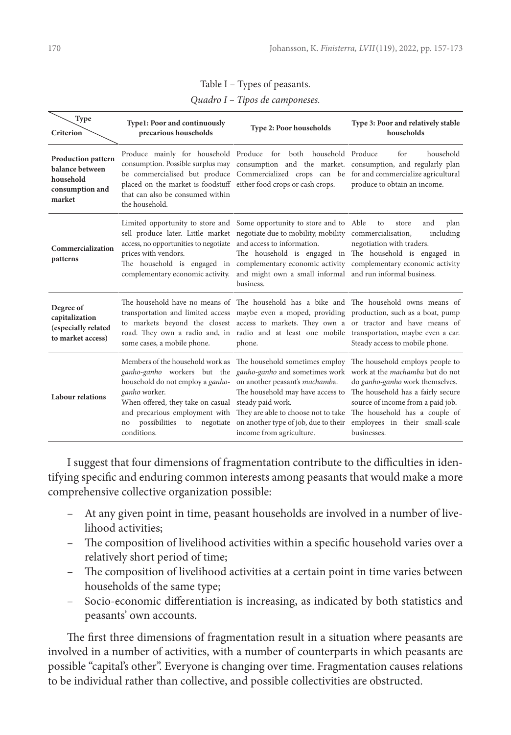Table I – Types of peasants.

*Quadro I – Tipos de camponeses.*

| Type / Criterion | Type1: Poor and continuously precarious households | Type 2: Poor households | Type 3: Poor and relatively stable households |
|---|---|---|---|
| **Production pattern balance between household consumption and market** | Produce mainly for household consumption. Possible surplus may be commercialised but produce placed on the market is foodstuff that can also be consumed within the household. | Produce for both household consumption and the market. Commercialized crops can be either food crops or cash crops. | Produce for household consumption, and regularly plan for and commercialize agricultural produce to obtain an income. |
| **Commercialization patterns** | Limited opportunity to store and sell produce later. Little market access, no opportunities to negotiate prices with vendors. The household is engaged in complementary economic activity. | Some opportunity to store and to negotiate due to mobility, mobility and access to information. The household is engaged in complementary economic activity and might own a small informal business. | Able to store and plan commercialisation, including negotiation with traders. The household is engaged in complementary economic activity and run informal business. |
| **Degree of capitalization (especially related to market access)** | The household have no means of transportation and limited access to markets beyond the closest road. They own a radio and, in some cases, a mobile phone. | The household has a bike and maybe even a moped, providing access to markets. They own a radio and at least one mobile phone. | The household owns means of production, such as a boat, pump or tractor and have means of transportation, maybe even a car. Steady access to mobile phone. |
| **Labour relations** | Members of the household work as *ganho-ganho* workers but the household do not employ a *ganho-ganho* worker. When offered, they take on casual and precarious employment with no possibilities to negotiate conditions. | The household sometimes employ *ganho-ganho* and sometimes work on another peasant's *machamba*. The household may have access to steady paid work. They are able to choose not to take on another type of job, due to their income from agriculture. | The household employs people to work at the *machamba* but do not do *ganho-ganho* work themselves. The household has a fairly secure source of income from a paid job. The household has a couple of employees in their small-scale businesses. |

I suggest that four dimensions of fragmentation contribute to the difficulties in identifying specific and enduring common interests among peasants that would make a more comprehensive collective organization possible:

- At any given point in time, peasant households are involved in a number of livelihood activities;
- The composition of livelihood activities within a specific household varies over a relatively short period of time;
- The composition of livelihood activities at a certain point in time varies between households of the same type;
- Socio-economic differentiation is increasing, as indicated by both statistics and peasants' own accounts.

The first three dimensions of fragmentation result in a situation where peasants are involved in a number of activities, with a number of counterparts in which peasants are possible "capital's other". Everyone is changing over time. Fragmentation causes relations to be individual rather than collective, and possible collectivities are obstructed.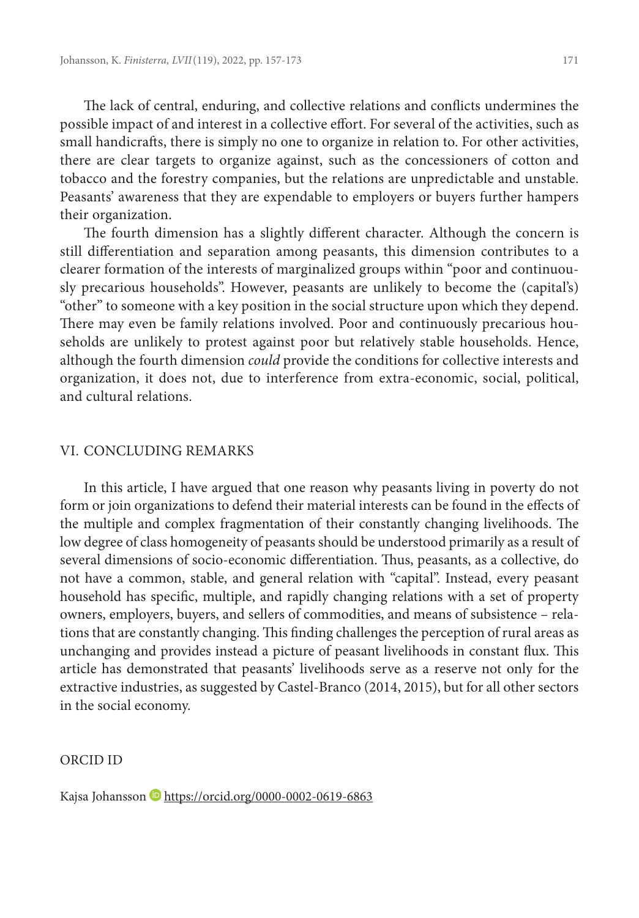The lack of central, enduring, and collective relations and conflicts undermines the possible impact of and interest in a collective effort. For several of the activities, such as small handicrafts, there is simply no one to organize in relation to. For other activities, there are clear targets to organize against, such as the concessioners of cotton and tobacco and the forestry companies, but the relations are unpredictable and unstable. Peasants' awareness that they are expendable to employers or buyers further hampers their organization.

The fourth dimension has a slightly different character. Although the concern is still differentiation and separation among peasants, this dimension contributes to a clearer formation of the interests of marginalized groups within "poor and continuously precarious households". However, peasants are unlikely to become the (capital's) "other" to someone with a key position in the social structure upon which they depend. There may even be family relations involved. Poor and continuously precarious households are unlikely to protest against poor but relatively stable households. Hence, although the fourth dimension *could* provide the conditions for collective interests and organization, it does not, due to interference from extra-economic, social, political, and cultural relations.

## VI. CONCLUDING REMARKS

In this article, I have argued that one reason why peasants living in poverty do not form or join organizations to defend their material interests can be found in the effects of the multiple and complex fragmentation of their constantly changing livelihoods. The low degree of class homogeneity of peasants should be understood primarily as a result of several dimensions of socio-economic differentiation. Thus, peasants, as a collective, do not have a common, stable, and general relation with "capital". Instead, every peasant household has specific, multiple, and rapidly changing relations with a set of property owners, employers, buyers, and sellers of commodities, and means of subsistence – relations that are constantly changing. This finding challenges the perception of rural areas as unchanging and provides instead a picture of peasant livelihoods in constant flux. This article has demonstrated that peasants' livelihoods serve as a reserve not only for the extractive industries, as suggested by Castel-Branco (2014, 2015), but for all other sectors in the social economy.

ORCID ID

Kajsa Johansson https://orcid.org/0000-0002-0619-6863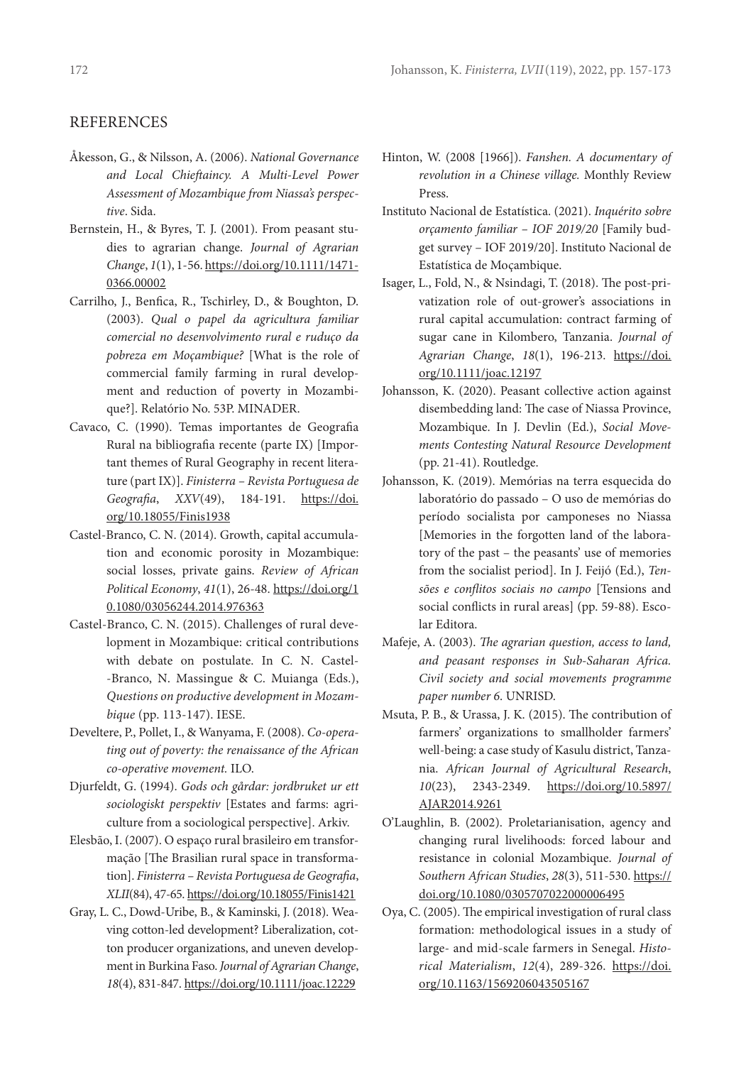## REFERENCES

Åkesson, G., & Nilsson, A. (2006). *National Governance and Local Chieftaincy. A Multi-Level Power Assessment of Mozambique from Niassa's perspective*. Sida.

Bernstein, H., & Byres, T. J. (2001). From peasant studies to agrarian change. *Journal of Agrarian Change*, *1*(1), 1-56. https://doi.org/10.1111/1471-0366.00002

Carrilho, J., Benfica, R., Tschirley, D., & Boughton, D. (2003). *Qual o papel da agricultura familiar comercial no desenvolvimento rural e ruduço da pobreza em Moçambique?* [What is the role of commercial family farming in rural development and reduction of poverty in Mozambique?]. Relatório No. 53P. MINADER.

Cavaco, C. (1990). Temas importantes de Geografia Rural na bibliografia recente (parte IX) [Important themes of Rural Geography in recent literature (part IX)]. *Finisterra – Revista Portuguesa de Geografia*, *XXV*(49), 184-191. https://doi.org/10.18055/Finis1938

Castel-Branco, C. N. (2014). Growth, capital accumulation and economic porosity in Mozambique: social losses, private gains. *Review of African Political Economy*, *41*(1), 26-48. https://doi.org/10.1080/03056244.2014.976363

Castel-Branco, C. N. (2015). Challenges of rural development in Mozambique: critical contributions with debate on postulate. In C. N. Castel-Branco, N. Massingue & C. Muianga (Eds.), *Questions on productive development in Mozambique* (pp. 113-147). IESE.

Develtere, P., Pollet, I., & Wanyama, F. (2008). *Co-operating out of poverty: the renaissance of the African co-operative movement.* ILO.

Djurfeldt, G. (1994). *Gods och gårdar: jordbruket ur ett sociologiskt perspektiv* [Estates and farms: agriculture from a sociological perspective]. Arkiv.

Elesbão, I. (2007). O espaço rural brasileiro em transformação [The Brasilian rural space in transformation]. *Finisterra – Revista Portuguesa de Geografia*, *XLII*(84), 47-65. https://doi.org/10.18055/Finis1421

Gray, L. C., Dowd-Uribe, B., & Kaminski, J. (2018). Weaving cotton-led development? Liberalization, cotton producer organizations, and uneven development in Burkina Faso. *Journal of Agrarian Change*, *18*(4), 831-847. https://doi.org/10.1111/joac.12229

Hinton, W. (2008 [1966]). *Fanshen. A documentary of revolution in a Chinese village.* Monthly Review Press.

Instituto Nacional de Estatística. (2021). *Inquérito sobre orçamento familiar – IOF 2019/20* [Family budget survey – IOF 2019/20]. Instituto Nacional de Estatística de Moçambique.

Isager, L., Fold, N., & Nsindagi, T. (2018). The post-privatization role of out-grower's associations in rural capital accumulation: contract farming of sugar cane in Kilombero, Tanzania. *Journal of Agrarian Change*, *18*(1), 196-213. https://doi.org/10.1111/joac.12197

Johansson, K. (2020). Peasant collective action against disembedding land: The case of Niassa Province, Mozambique. In J. Devlin (Ed.), *Social Movements Contesting Natural Resource Development* (pp. 21-41). Routledge.

Johansson, K. (2019). Memórias na terra esquecida do laboratório do passado – O uso de memórias do período socialista por camponeses no Niassa [Memories in the forgotten land of the laboratory of the past – the peasants' use of memories from the socialist period]. In J. Feijó (Ed.), *Tensões e conflitos sociais no campo* [Tensions and social conflicts in rural areas] (pp. 59-88). Escolar Editora.

Mafeje, A. (2003). *The agrarian question, access to land, and peasant responses in Sub-Saharan Africa. Civil society and social movements programme paper number 6*. UNRISD.

Msuta, P. B., & Urassa, J. K. (2015). The contribution of farmers' organizations to smallholder farmers' well-being: a case study of Kasulu district, Tanzania. *African Journal of Agricultural Research*, *10*(23), 2343-2349. https://doi.org/10.5897/AJAR2014.9261

O'Laughlin, B. (2002). Proletarianisation, agency and changing rural livelihoods: forced labour and resistance in colonial Mozambique. *Journal of Southern African Studies*, *28*(3), 511-530. https://doi.org/10.1080/0305707022000006495

Oya, C. (2005). The empirical investigation of rural class formation: methodological issues in a study of large- and mid-scale farmers in Senegal. *Historical Materialism*, *12*(4), 289-326. https://doi.org/10.1163/1569206043505167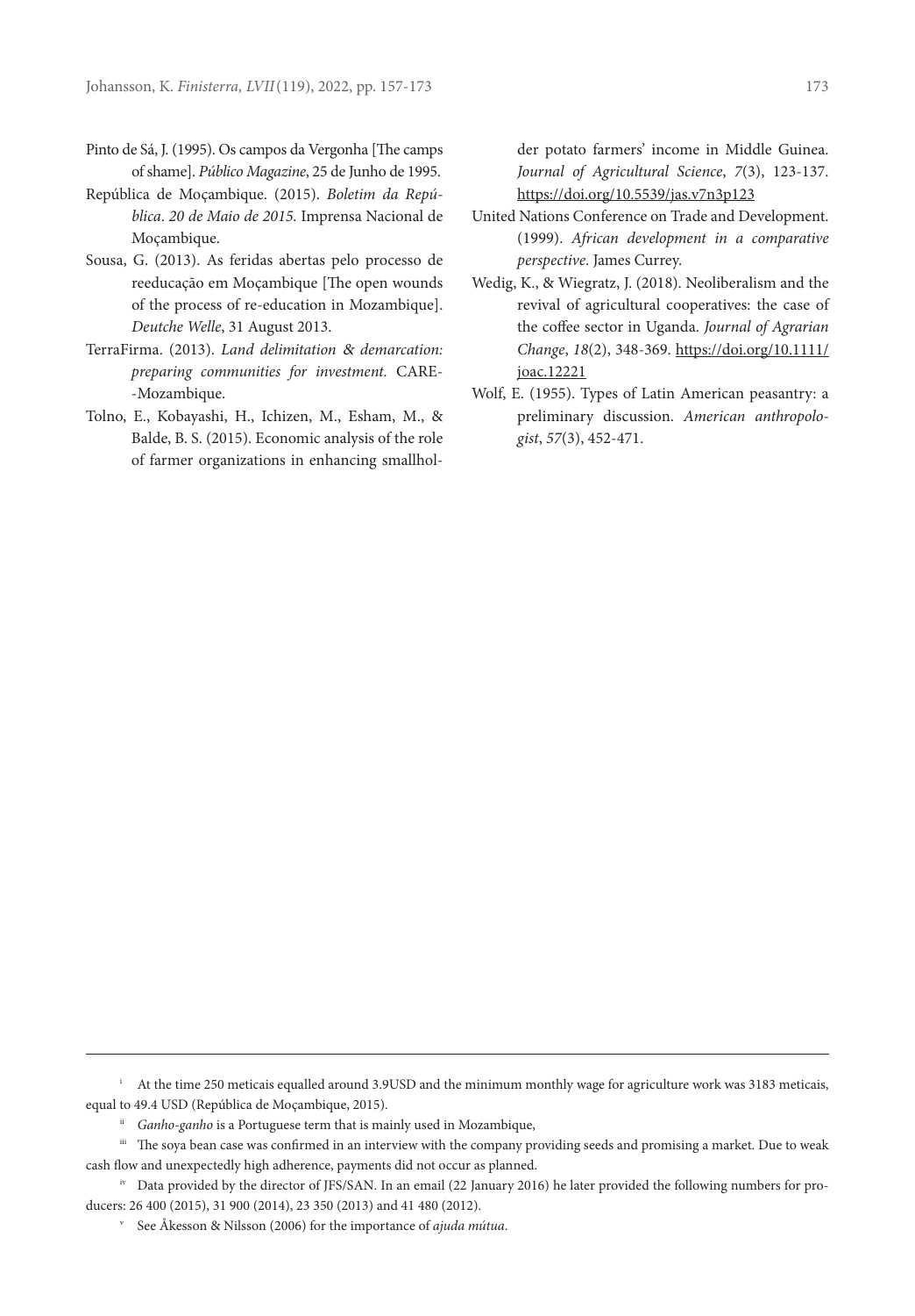Pinto de Sá, J. (1995). Os campos da Vergonha [The camps of shame]. *Público Magazine*, 25 de Junho de 1995.

República de Moçambique. (2015). *Boletim da República. 20 de Maio de 2015.* Imprensa Nacional de Moçambique.

Sousa, G. (2013). As feridas abertas pelo processo de reeducação em Moçambique [The open wounds of the process of re-education in Mozambique]. *Deutche Welle*, 31 August 2013.

TerraFirma. (2013). *Land delimitation & demarcation: preparing communities for investment.* CARE-Mozambique.

Tolno, E., Kobayashi, H., Ichizen, M., Esham, M., & Balde, B. S. (2015). Economic analysis of the role of farmer organizations in enhancing smallholder potato farmers' income in Middle Guinea. *Journal of Agricultural Science*, *7*(3), 123-137. https://doi.org/10.5539/jas.v7n3p123

United Nations Conference on Trade and Development. (1999). *African development in a comparative perspective*. James Currey.

Wedig, K., & Wiegratz, J. (2018). Neoliberalism and the revival of agricultural cooperatives: the case of the coffee sector in Uganda. *Journal of Agrarian Change*, *18*(2), 348-369. https://doi.org/10.1111/joac.12221

Wolf, E. (1955). Types of Latin American peasantry: a preliminary discussion. *American anthropologist*, *57*(3), 452-471.

---

[i] At the time 250 meticais equalled around 3.9USD and the minimum monthly wage for agriculture work was 3183 meticais, equal to 49.4 USD (República de Moçambique, 2015).

[ii] *Ganho-ganho* is a Portuguese term that is mainly used in Mozambique,

[iii] The soya bean case was confirmed in an interview with the company providing seeds and promising a market. Due to weak cash flow and unexpectedly high adherence, payments did not occur as planned.

[iv] Data provided by the director of JFS/SAN. In an email (22 January 2016) he later provided the following numbers for producers: 26 400 (2015), 31 900 (2014), 23 350 (2013) and 41 480 (2012).

[v] See Åkesson & Nilsson (2006) for the importance of *ajuda mútua*.